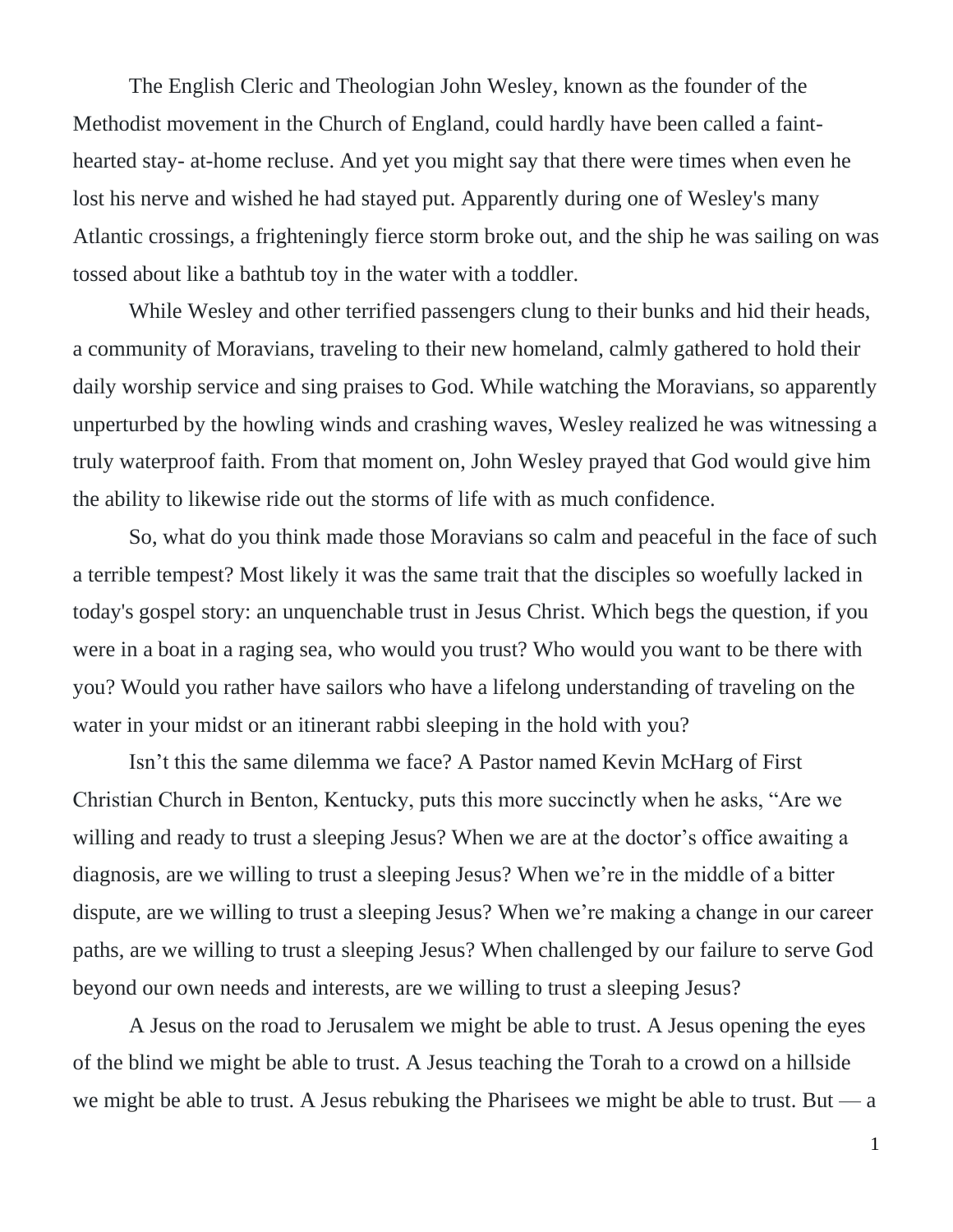The English Cleric and Theologian John Wesley, known as the founder of the Methodist movement in the Church of England, could hardly have been called a faint-hearted stay- at-home recluse. And yet you might say that there were times when even he lost his nerve and wished he had stayed put. Apparently during one of Wesley's many Atlantic crossings, a frighteningly fierce storm broke out, and the ship he was sailing on was tossed about like a bathtub toy in the water with a toddler.

While Wesley and other terrified passengers clung to their bunks and hid their heads, a community of Moravians, traveling to their new homeland, calmly gathered to hold their daily worship service and sing praises to God. While watching the Moravians, so apparently unperturbed by the howling winds and crashing waves, Wesley realized he was witnessing a truly waterproof faith. From that moment on, John Wesley prayed that God would give him the ability to likewise ride out the storms of life with as much confidence.

So, what do you think made those Moravians so calm and peaceful in the face of such a terrible tempest? Most likely it was the same trait that the disciples so woefully lacked in today's gospel story: an unquenchable trust in Jesus Christ. Which begs the question, if you were in a boat in a raging sea, who would you trust? Who would you want to be there with you? Would you rather have sailors who have a lifelong understanding of traveling on the water in your midst or an itinerant rabbi sleeping in the hold with you?

Isn't this the same dilemma we face? A Pastor named Kevin McHarg of First Christian Church in Benton, Kentucky, puts this more succinctly when he asks, "Are we willing and ready to trust a sleeping Jesus? When we are at the doctor's office awaiting a diagnosis, are we willing to trust a sleeping Jesus? When we're in the middle of a bitter dispute, are we willing to trust a sleeping Jesus? When we're making a change in our career paths, are we willing to trust a sleeping Jesus? When challenged by our failure to serve God beyond our own needs and interests, are we willing to trust a sleeping Jesus?

A Jesus on the road to Jerusalem we might be able to trust. A Jesus opening the eyes of the blind we might be able to trust. A Jesus teaching the Torah to a crowd on a hillside we might be able to trust. A Jesus rebuking the Pharisees we might be able to trust. But — a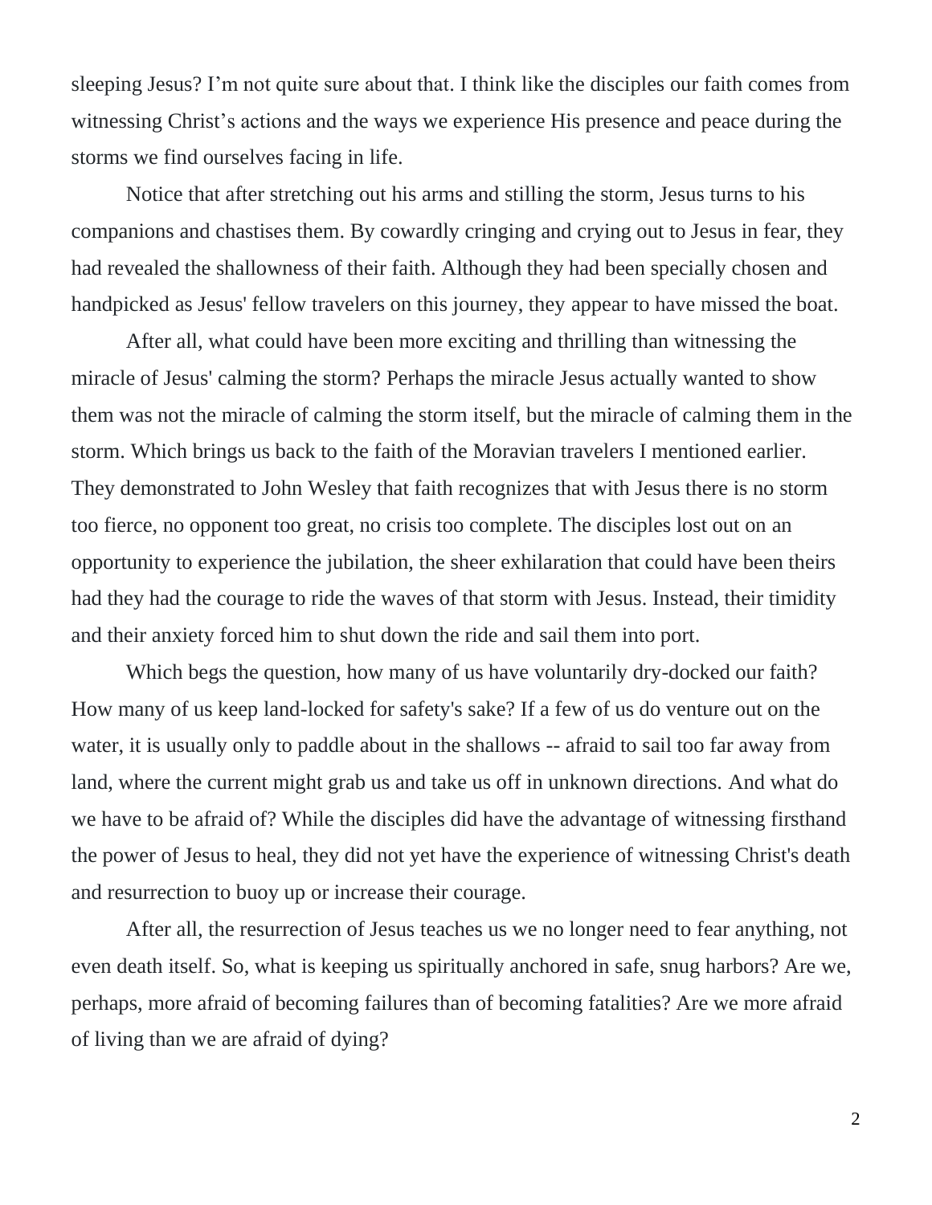sleeping Jesus? I'm not quite sure about that. I think like the disciples our faith comes from witnessing Christ's actions and the ways we experience His presence and peace during the storms we find ourselves facing in life.

Notice that after stretching out his arms and stilling the storm, Jesus turns to his companions and chastises them. By cowardly cringing and crying out to Jesus in fear, they had revealed the shallowness of their faith. Although they had been specially chosen and handpicked as Jesus' fellow travelers on this journey, they appear to have missed the boat.

After all, what could have been more exciting and thrilling than witnessing the miracle of Jesus' calming the storm? Perhaps the miracle Jesus actually wanted to show them was not the miracle of calming the storm itself, but the miracle of calming them in the storm. Which brings us back to the faith of the Moravian travelers I mentioned earlier. They demonstrated to John Wesley that faith recognizes that with Jesus there is no storm too fierce, no opponent too great, no crisis too complete. The disciples lost out on an opportunity to experience the jubilation, the sheer exhilaration that could have been theirs had they had the courage to ride the waves of that storm with Jesus. Instead, their timidity and their anxiety forced him to shut down the ride and sail them into port.

Which begs the question, how many of us have voluntarily dry-docked our faith? How many of us keep land-locked for safety's sake? If a few of us do venture out on the water, it is usually only to paddle about in the shallows -- afraid to sail too far away from land, where the current might grab us and take us off in unknown directions. And what do we have to be afraid of? While the disciples did have the advantage of witnessing firsthand the power of Jesus to heal, they did not yet have the experience of witnessing Christ's death and resurrection to buoy up or increase their courage.

After all, the resurrection of Jesus teaches us we no longer need to fear anything, not even death itself. So, what is keeping us spiritually anchored in safe, snug harbors? Are we, perhaps, more afraid of becoming failures than of becoming fatalities? Are we more afraid of living than we are afraid of dying?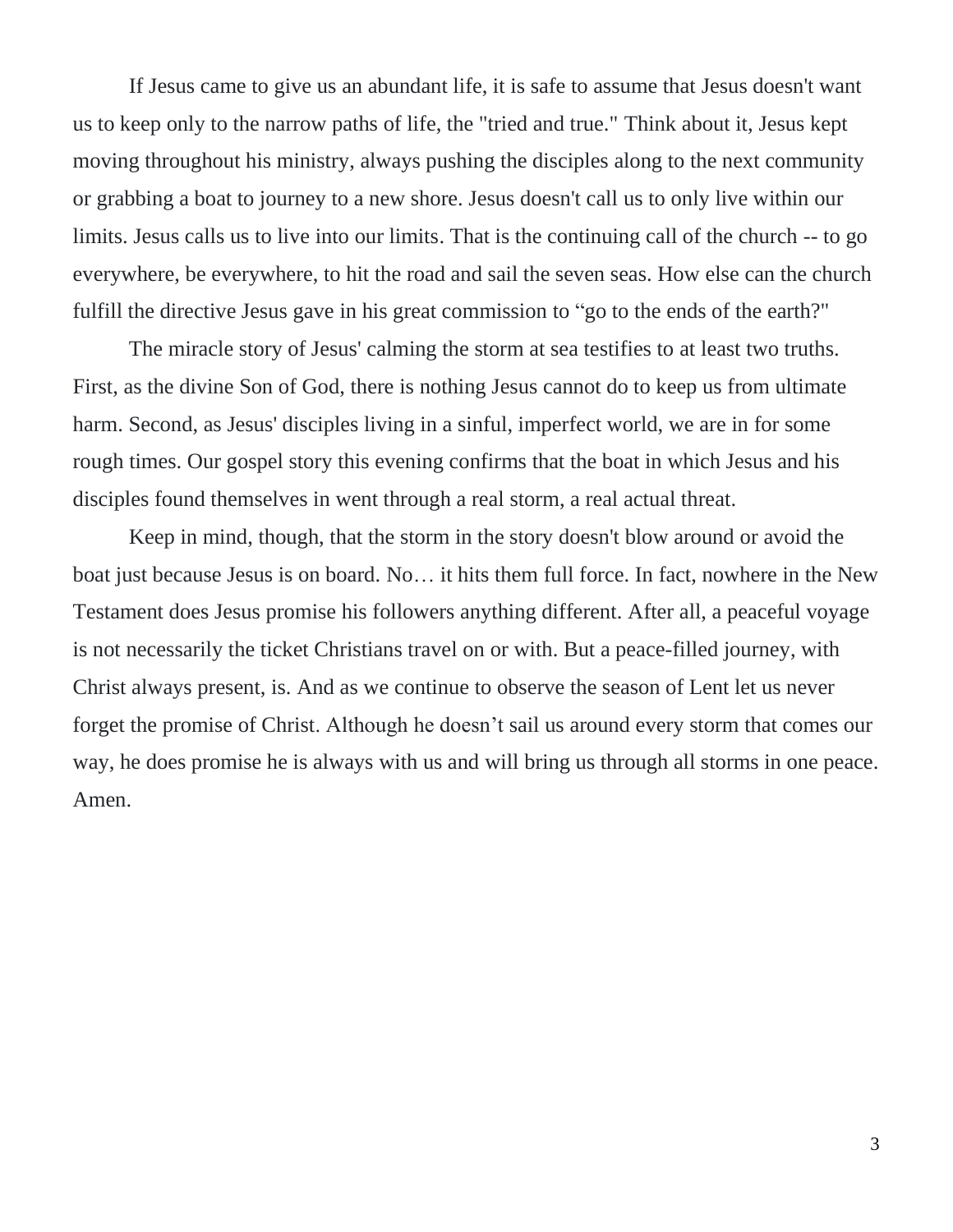If Jesus came to give us an abundant life, it is safe to assume that Jesus doesn't want us to keep only to the narrow paths of life, the "tried and true." Think about it, Jesus kept moving throughout his ministry, always pushing the disciples along to the next community or grabbing a boat to journey to a new shore. Jesus doesn't call us to only live within our limits. Jesus calls us to live into our limits. That is the continuing call of the church -- to go everywhere, be everywhere, to hit the road and sail the seven seas. How else can the church fulfill the directive Jesus gave in his great commission to “go to the ends of the earth?"

The miracle story of Jesus' calming the storm at sea testifies to at least two truths. First, as the divine Son of God, there is nothing Jesus cannot do to keep us from ultimate harm. Second, as Jesus' disciples living in a sinful, imperfect world, we are in for some rough times. Our gospel story this evening confirms that the boat in which Jesus and his disciples found themselves in went through a real storm, a real actual threat.

Keep in mind, though, that the storm in the story doesn't blow around or avoid the boat just because Jesus is on board. No… it hits them full force. In fact, nowhere in the New Testament does Jesus promise his followers anything different. After all, a peaceful voyage is not necessarily the ticket Christians travel on or with. But a peace-filled journey, with Christ always present, is. And as we continue to observe the season of Lent let us never forget the promise of Christ. Although he doesn’t sail us around every storm that comes our way, he does promise he is always with us and will bring us through all storms in one peace. Amen.